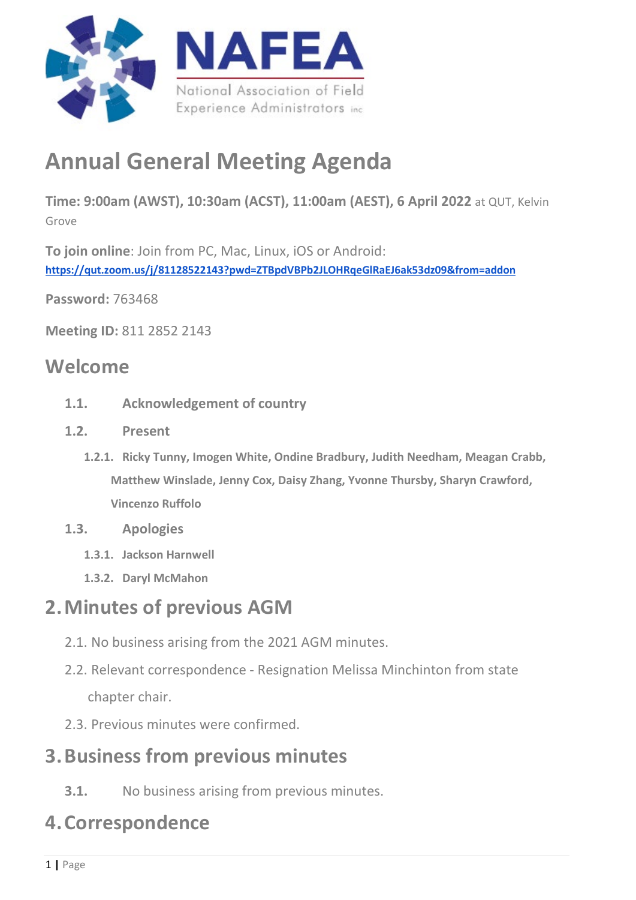NAFEA

National Association of Field Experience Administrators inc

# Annual General Meeting Agenda

**Time: 9:00am (AWST), 10:30am (ACST), 11:00am (AEST), 6 April 2022** at QUT, Kelvin Grove

**To join online**: Join from PC, Mac, Linux, iOS or Android: **https://qut.zoom.us/j/81128522143?pwd=ZTBpdVBPb2JLOHRqeGlRaEJ6ak53dz09&from=addon**

**Password:** 763468

**Meeting ID:** 811 2852 2143

## Welcome

- **1.1. Acknowledgement of country**
- **1.2. Present**
  - **1.2.1. Ricky Tunny, Imogen White, Ondine Bradbury, Judith Needham, Meagan Crabb, Matthew Winslade, Jenny Cox, Daisy Zhang, Yvonne Thursby, Sharyn Crawford, Vincenzo Ruffolo**
- **1.3. Apologies**
  - **1.3.1. Jackson Harnwell**
  - **1.3.2. Daryl McMahon**

## 2. Minutes of previous AGM

- 2.1. No business arising from the 2021 AGM minutes.
- 2.2. Relevant correspondence - Resignation Melissa Minchinton from state chapter chair.
- 2.3. Previous minutes were confirmed.

## 3. Business from previous minutes

- **3.1.** No business arising from previous minutes.

## 4. Correspondence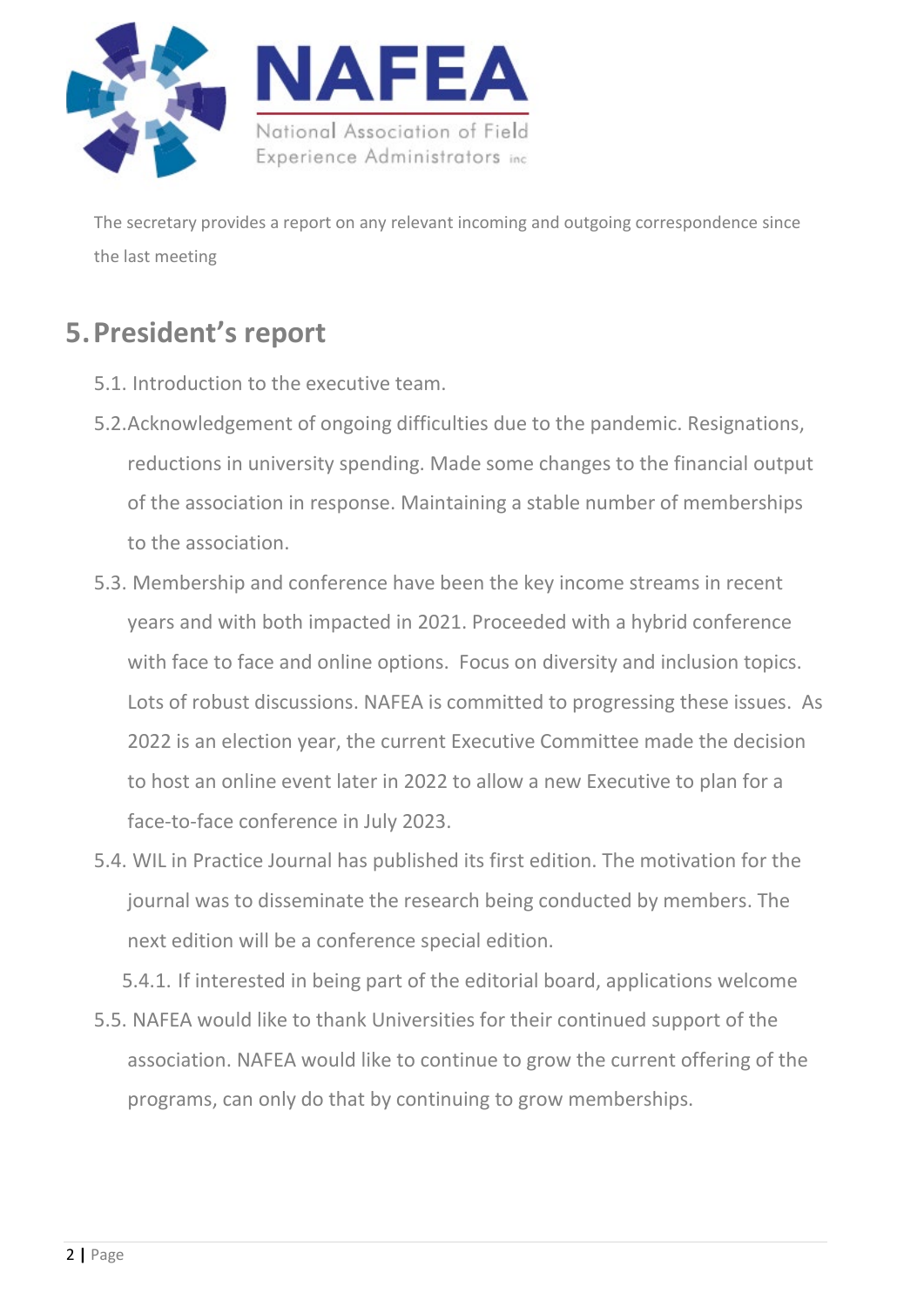The secretary provides a report on any relevant incoming and outgoing correspondence since the last meeting

## 5. President's report

5.1. Introduction to the executive team.

5.2. Acknowledgement of ongoing difficulties due to the pandemic. Resignations, reductions in university spending. Made some changes to the financial output of the association in response. Maintaining a stable number of memberships to the association.

5.3. Membership and conference have been the key income streams in recent years and with both impacted in 2021. Proceeded with a hybrid conference with face to face and online options. Focus on diversity and inclusion topics. Lots of robust discussions. NAFEA is committed to progressing these issues. As 2022 is an election year, the current Executive Committee made the decision to host an online event later in 2022 to allow a new Executive to plan for a face-to-face conference in July 2023.

5.4. WIL in Practice Journal has published its first edition. The motivation for the journal was to disseminate the research being conducted by members. The next edition will be a conference special edition.

5.4.1. If interested in being part of the editorial board, applications welcome

5.5. NAFEA would like to thank Universities for their continued support of the association. NAFEA would like to continue to grow the current offering of the programs, can only do that by continuing to grow memberships.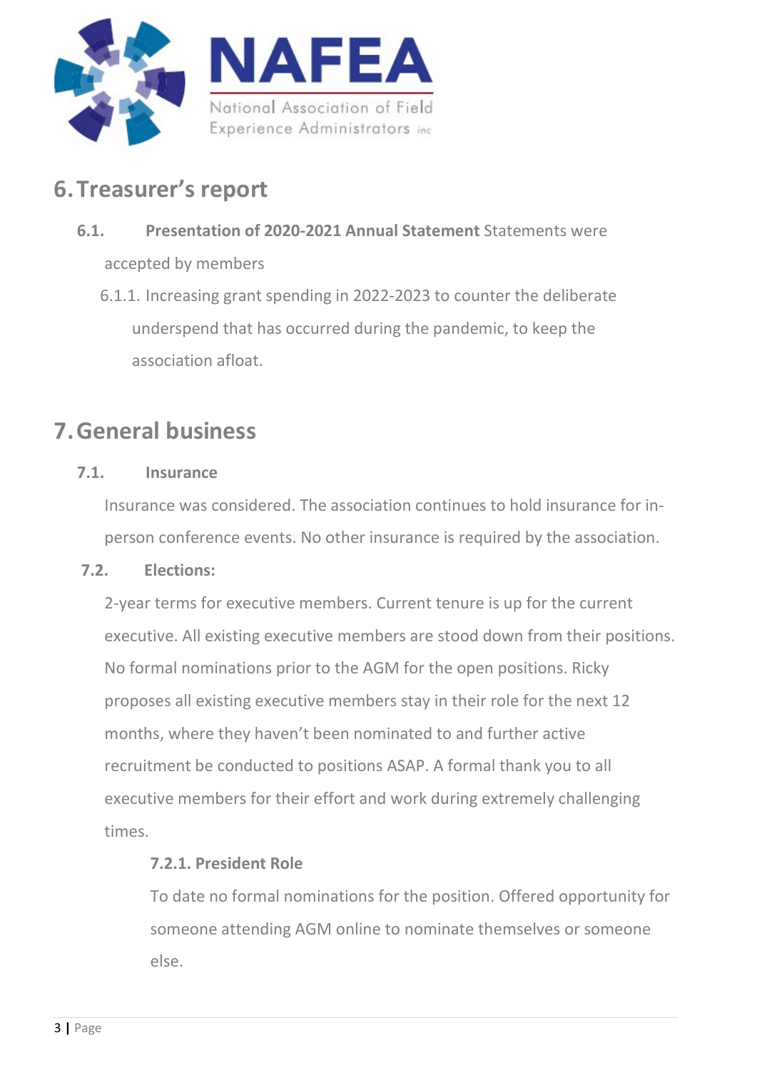## 6. Treasurer's report

**6.1. Presentation of 2020-2021 Annual Statement** Statements were accepted by members

6.1.1. Increasing grant spending in 2022-2023 to counter the deliberate underspend that has occurred during the pandemic, to keep the association afloat.

## 7. General business

**7.1. Insurance**

Insurance was considered. The association continues to hold insurance for in-person conference events. No other insurance is required by the association.

**7.2. Elections:**

2-year terms for executive members. Current tenure is up for the current executive. All existing executive members are stood down from their positions. No formal nominations prior to the AGM for the open positions. Ricky proposes all existing executive members stay in their role for the next 12 months, where they haven't been nominated to and further active recruitment be conducted to positions ASAP. A formal thank you to all executive members for their effort and work during extremely challenging times.

**7.2.1. President Role**

To date no formal nominations for the position. Offered opportunity for someone attending AGM online to nominate themselves or someone else.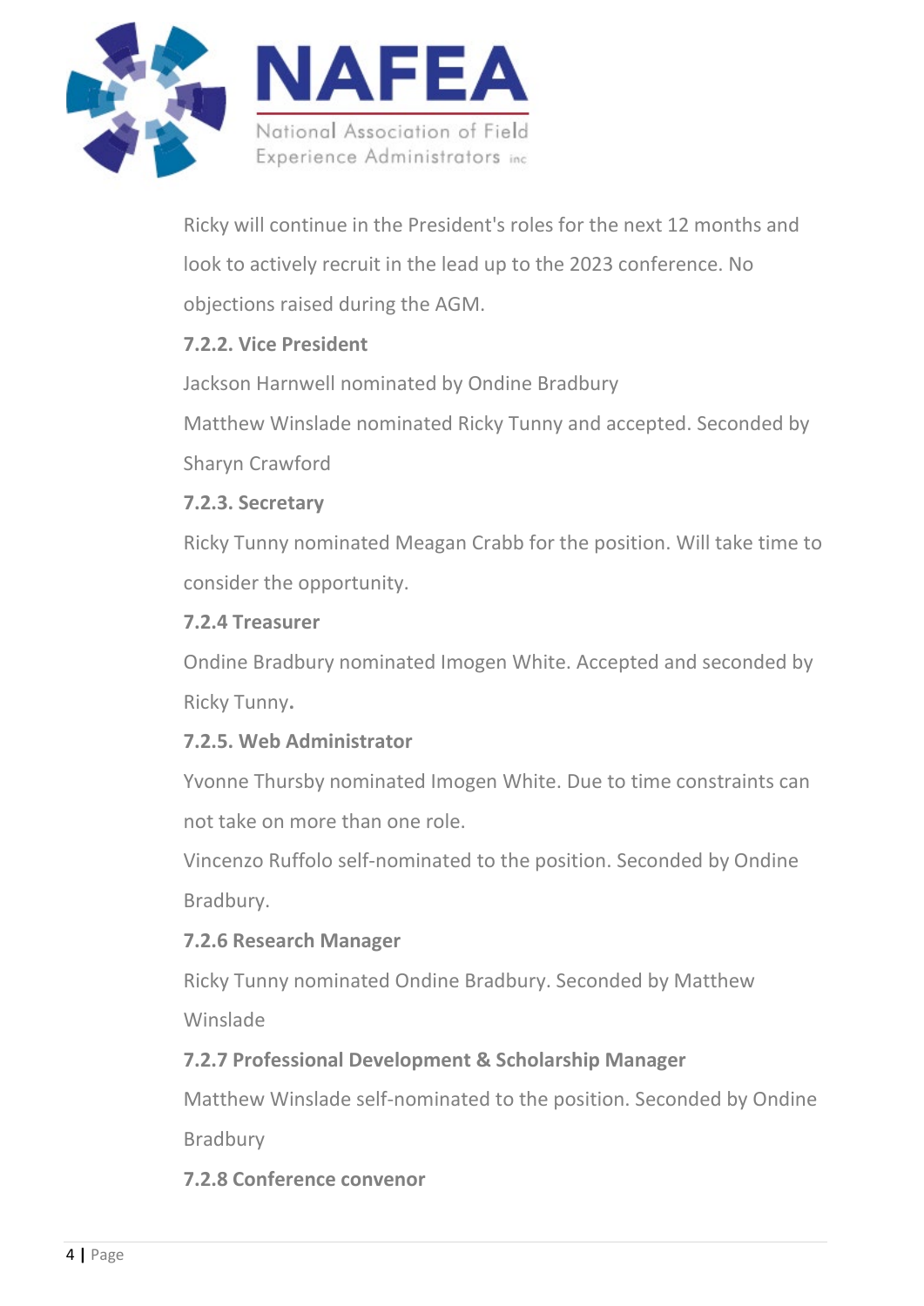Ricky will continue in the President's roles for the next 12 months and look to actively recruit in the lead up to the 2023 conference. No objections raised during the AGM.

**7.2.2. Vice President**

Jackson Harnwell nominated by Ondine Bradbury

Matthew Winslade nominated Ricky Tunny and accepted. Seconded by Sharyn Crawford

**7.2.3. Secretary**

Ricky Tunny nominated Meagan Crabb for the position. Will take time to consider the opportunity.

**7.2.4 Treasurer**

Ondine Bradbury nominated Imogen White. Accepted and seconded by Ricky Tunny.

**7.2.5. Web Administrator**

Yvonne Thursby nominated Imogen White. Due to time constraints can not take on more than one role.

Vincenzo Ruffolo self-nominated to the position. Seconded by Ondine Bradbury.

**7.2.6 Research Manager**

Ricky Tunny nominated Ondine Bradbury. Seconded by Matthew Winslade

**7.2.7 Professional Development & Scholarship Manager**

Matthew Winslade self-nominated to the position. Seconded by Ondine Bradbury

**7.2.8 Conference convenor**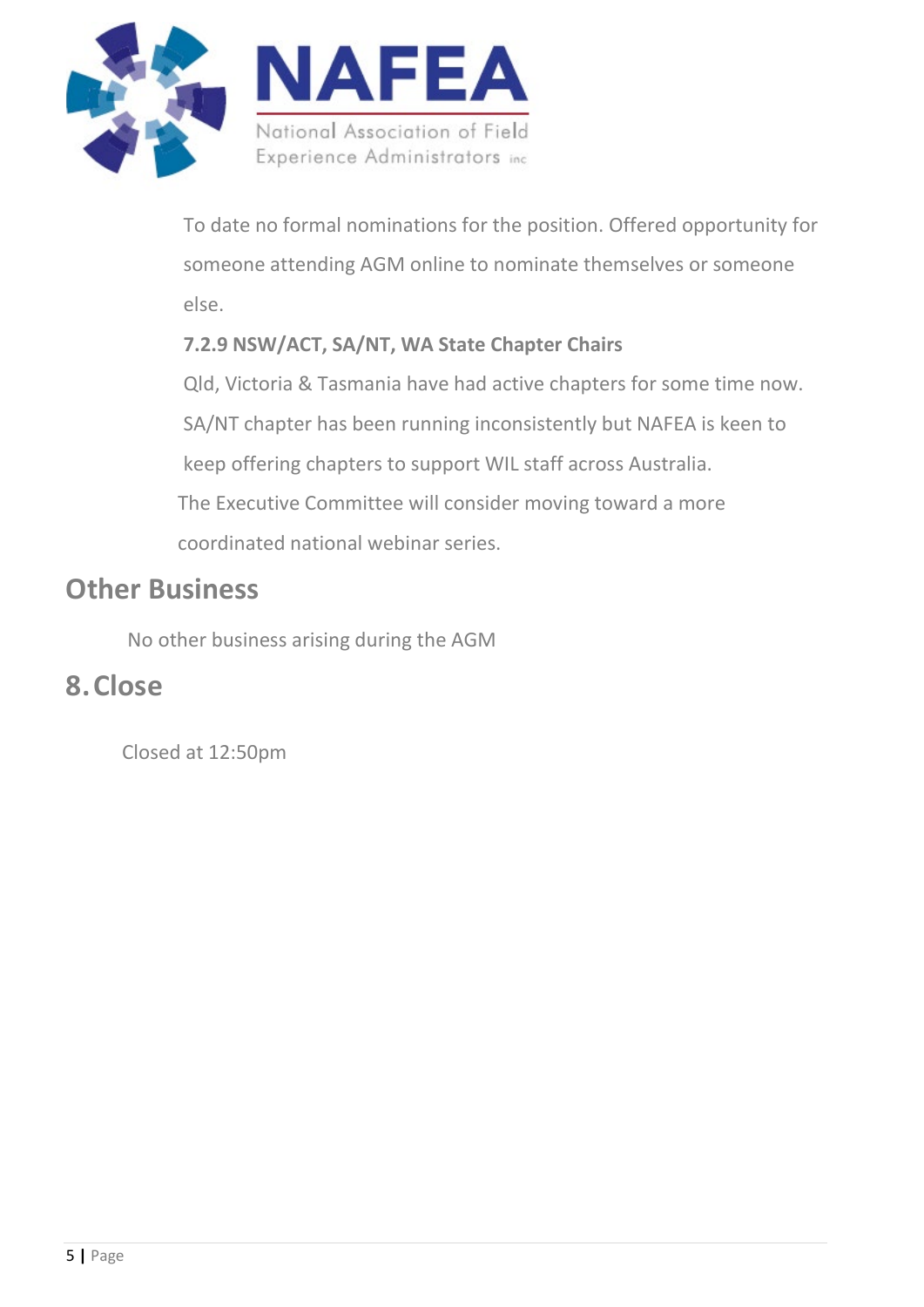To date no formal nominations for the position. Offered opportunity for someone attending AGM online to nominate themselves or someone else.

**7.2.9 NSW/ACT, SA/NT, WA State Chapter Chairs**

Qld, Victoria & Tasmania have had active chapters for some time now. SA/NT chapter has been running inconsistently but NAFEA is keen to keep offering chapters to support WIL staff across Australia.

The Executive Committee will consider moving toward a more coordinated national webinar series.

## Other Business

No other business arising during the AGM

## 8. Close

Closed at 12:50pm